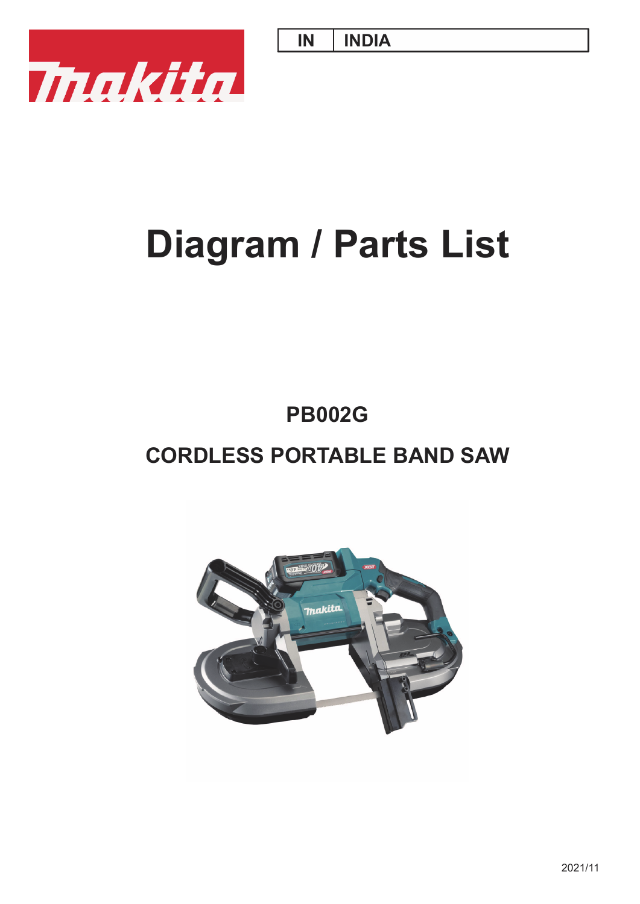| IN | INDIA |
|---|---|

# Diagram / Parts List

## PB002G

## CORDLESS PORTABLE BAND SAW

2021/11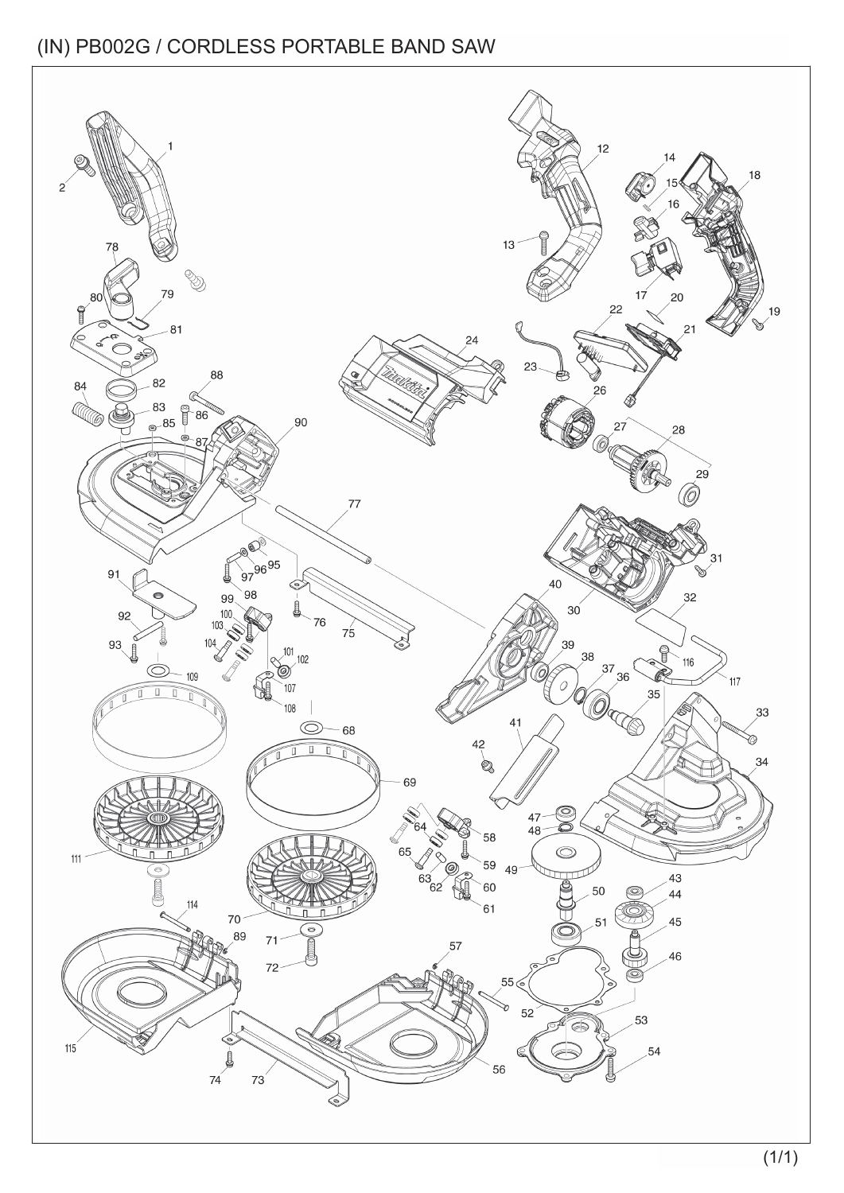# (IN) PB002G / CORDLESS PORTABLE BAND SAW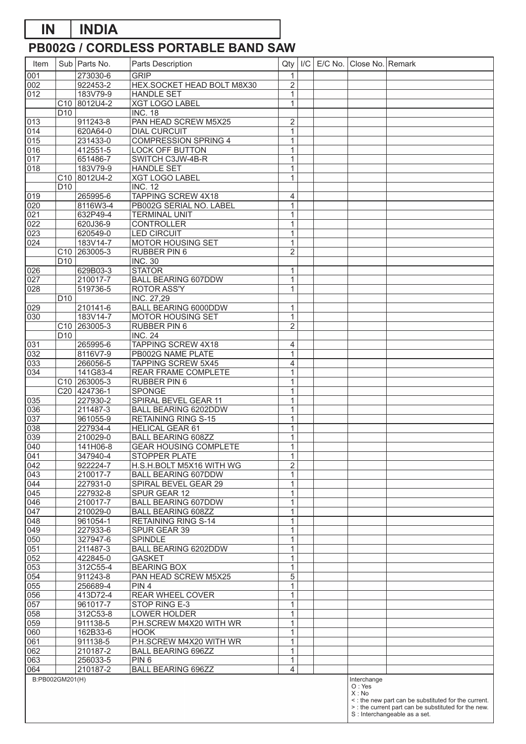# IN | INDIA

## PB002G / CORDLESS PORTABLE BAND SAW

| Item | Sub | Parts No. | Parts Description | Qty | I/C | E/C No. | Close No. | Remark |
|---|---|---|---|---|---|---|---|---|
| 001 | | 273030-6 | GRIP | 1 | | | | |
| 002 | | 922453-2 | HEX.SOCKET HEAD BOLT M8X30 | 2 | | | | |
| 012 | | 183V79-9 | HANDLE SET | 1 | | | | |
| | C10 | 8012U4-2 | XGT LOGO LABEL | 1 | | | | |
| | D10 | | INC. 18 | | | | | |
| 013 | | 911243-8 | PAN HEAD SCREW M5X25 | 2 | | | | |
| 014 | | 620A64-0 | DIAL CURCUIT | 1 | | | | |
| 015 | | 231433-0 | COMPRESSION SPRING 4 | 1 | | | | |
| 016 | | 412551-5 | LOCK OFF BUTTON | 1 | | | | |
| 017 | | 651486-7 | SWITCH C3JW-4B-R | 1 | | | | |
| 018 | | 183V79-9 | HANDLE SET | 1 | | | | |
| | C10 | 8012U4-2 | XGT LOGO LABEL | 1 | | | | |
| | D10 | | INC. 12 | | | | | |
| 019 | | 265995-6 | TAPPING SCREW 4X18 | 4 | | | | |
| 020 | | 8116W3-4 | PB002G SERIAL NO. LABEL | 1 | | | | |
| 021 | | 632P49-4 | TERMINAL UNIT | 1 | | | | |
| 022 | | 620J36-9 | CONTROLLER | 1 | | | | |
| 023 | | 620549-0 | LED CIRCUIT | 1 | | | | |
| 024 | | 183V14-7 | MOTOR HOUSING SET | 1 | | | | |
| | C10 | 263005-3 | RUBBER PIN 6 | 2 | | | | |
| | D10 | | INC. 30 | | | | | |
| 026 | | 629B03-3 | STATOR | 1 | | | | |
| 027 | | 210017-7 | BALL BEARING 607DDW | 1 | | | | |
| 028 | | 519736-5 | ROTOR ASS'Y | 1 | | | | |
| | D10 | | INC. 27,29 | | | | | |
| 029 | | 210141-6 | BALL BEARING 6000DDW | 1 | | | | |
| 030 | | 183V14-7 | MOTOR HOUSING SET | 1 | | | | |
| | C10 | 263005-3 | RUBBER PIN 6 | 2 | | | | |
| | D10 | | INC. 24 | | | | | |
| 031 | | 265995-6 | TAPPING SCREW 4X18 | 4 | | | | |
| 032 | | 8116V7-9 | PB002G NAME PLATE | 1 | | | | |
| 033 | | 266056-5 | TAPPING SCREW 5X45 | 4 | | | | |
| 034 | | 141G83-4 | REAR FRAME COMPLETE | 1 | | | | |
| | C10 | 263005-3 | RUBBER PIN 6 | 1 | | | | |
| | C20 | 424736-1 | SPONGE | 1 | | | | |
| 035 | | 227930-2 | SPIRAL BEVEL GEAR 11 | 1 | | | | |
| 036 | | 211487-3 | BALL BEARING 6202DDW | 1 | | | | |
| 037 | | 961055-9 | RETAINING RING S-15 | 1 | | | | |
| 038 | | 227934-4 | HELICAL GEAR 61 | 1 | | | | |
| 039 | | 210029-0 | BALL BEARING 608ZZ | 1 | | | | |
| 040 | | 141H06-8 | GEAR HOUSING COMPLETE | 1 | | | | |
| 041 | | 347940-4 | STOPPER PLATE | 1 | | | | |
| 042 | | 922224-7 | H.S.H.BOLT M5X16 WITH WG | 2 | | | | |
| 043 | | 210017-7 | BALL BEARING 607DDW | 1 | | | | |
| 044 | | 227931-0 | SPIRAL BEVEL GEAR 29 | 1 | | | | |
| 045 | | 227932-8 | SPUR GEAR 12 | 1 | | | | |
| 046 | | 210017-7 | BALL BEARING 607DDW | 1 | | | | |
| 047 | | 210029-0 | BALL BEARING 608ZZ | 1 | | | | |
| 048 | | 961054-1 | RETAINING RING S-14 | 1 | | | | |
| 049 | | 227933-6 | SPUR GEAR 39 | 1 | | | | |
| 050 | | 327947-6 | SPINDLE | 1 | | | | |
| 051 | | 211487-3 | BALL BEARING 6202DDW | 1 | | | | |
| 052 | | 422845-0 | GASKET | 1 | | | | |
| 053 | | 312C55-4 | BEARING BOX | 1 | | | | |
| 054 | | 911243-8 | PAN HEAD SCREW M5X25 | 5 | | | | |
| 055 | | 256689-4 | PIN 4 | 1 | | | | |
| 056 | | 413D72-4 | REAR WHEEL COVER | 1 | | | | |
| 057 | | 961017-7 | STOP RING E-3 | 1 | | | | |
| 058 | | 312C53-8 | LOWER HOLDER | 1 | | | | |
| 059 | | 911138-5 | P.H.SCREW M4X20 WITH WR | 1 | | | | |
| 060 | | 162B33-6 | HOOK | 1 | | | | |
| 061 | | 911138-5 | P.H.SCREW M4X20 WITH WR | 1 | | | | |
| 062 | | 210187-2 | BALL BEARING 696ZZ | 1 | | | | |
| 063 | | 256033-5 | PIN 6 | 1 | | | | |
| 064 | | 210187-2 | BALL BEARING 696ZZ | 4 | | | | |

B:PB002GM201(H)

Interchange
O : Yes
X : No
< : the new part can be substituted for the current.
> : the current part can be substituted for the new.
S : Interchangeable as a set.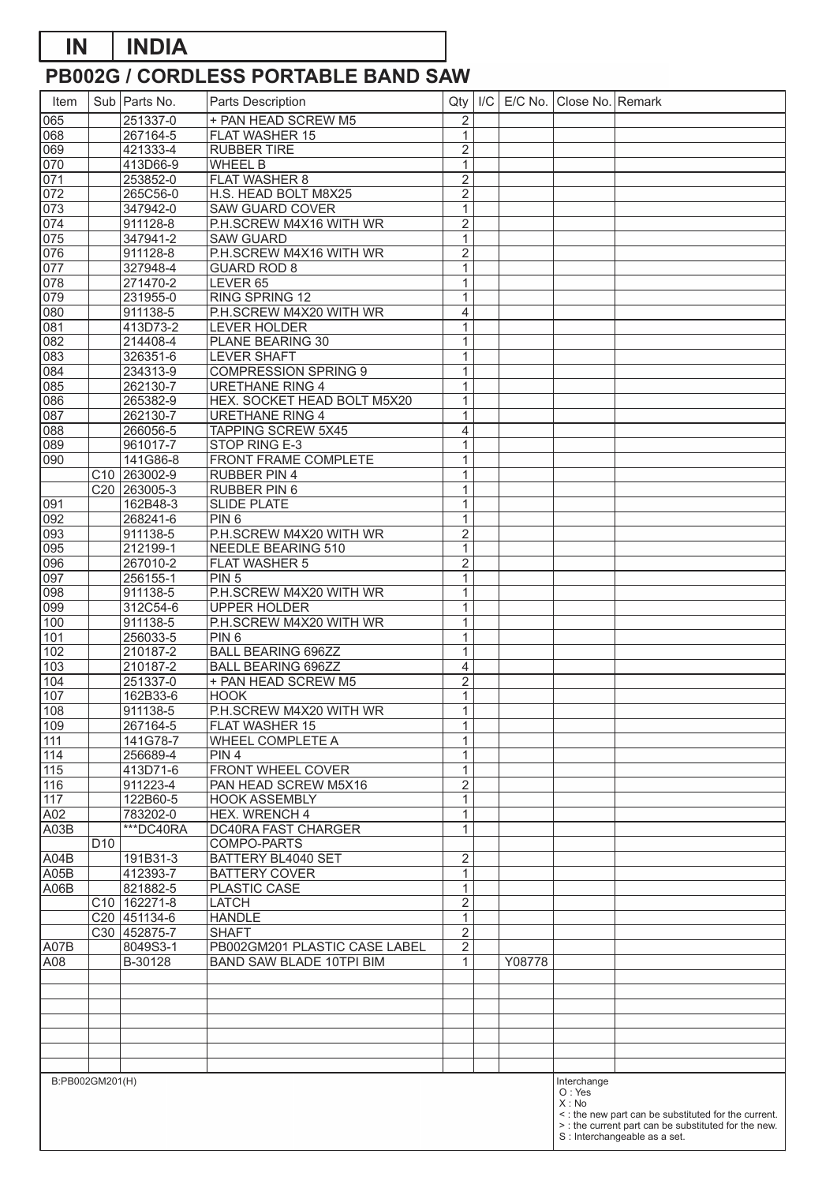# IN | INDIA

## PB002G / CORDLESS PORTABLE BAND SAW

| Item | Sub | Parts No. | Parts Description | Qty | I/C | E/C No. | Close No. | Remark |
|---|---|---|---|---|---|---|---|---|
| 065 | | 251337-0 | + PAN HEAD SCREW M5 | 2 | | | | |
| 068 | | 267164-5 | FLAT WASHER 15 | 1 | | | | |
| 069 | | 421333-4 | RUBBER TIRE | 2 | | | | |
| 070 | | 413D66-9 | WHEEL B | 1 | | | | |
| 071 | | 253852-0 | FLAT WASHER 8 | 2 | | | | |
| 072 | | 265C56-0 | H.S. HEAD BOLT M8X25 | 2 | | | | |
| 073 | | 347942-0 | SAW GUARD COVER | 1 | | | | |
| 074 | | 911128-8 | P.H.SCREW M4X16 WITH WR | 2 | | | | |
| 075 | | 347941-2 | SAW GUARD | 1 | | | | |
| 076 | | 911128-8 | P.H.SCREW M4X16 WITH WR | 2 | | | | |
| 077 | | 327948-4 | GUARD ROD 8 | 1 | | | | |
| 078 | | 271470-2 | LEVER 65 | 1 | | | | |
| 079 | | 231955-0 | RING SPRING 12 | 1 | | | | |
| 080 | | 911138-5 | P.H.SCREW M4X20 WITH WR | 4 | | | | |
| 081 | | 413D73-2 | LEVER HOLDER | 1 | | | | |
| 082 | | 214408-4 | PLANE BEARING 30 | 1 | | | | |
| 083 | | 326351-6 | LEVER SHAFT | 1 | | | | |
| 084 | | 234313-9 | COMPRESSION SPRING 9 | 1 | | | | |
| 085 | | 262130-7 | URETHANE RING 4 | 1 | | | | |
| 086 | | 265382-9 | HEX. SOCKET HEAD BOLT M5X20 | 1 | | | | |
| 087 | | 262130-7 | URETHANE RING 4 | 1 | | | | |
| 088 | | 266056-5 | TAPPING SCREW 5X45 | 4 | | | | |
| 089 | | 961017-7 | STOP RING E-3 | 1 | | | | |
| 090 | | 141G86-8 | FRONT FRAME COMPLETE | 1 | | | | |
| | C10 | 263002-9 | RUBBER PIN 4 | 1 | | | | |
| | C20 | 263005-3 | RUBBER PIN 6 | 1 | | | | |
| 091 | | 162B48-3 | SLIDE PLATE | 1 | | | | |
| 092 | | 268241-6 | PIN 6 | 1 | | | | |
| 093 | | 911138-5 | P.H.SCREW M4X20 WITH WR | 2 | | | | |
| 095 | | 212199-1 | NEEDLE BEARING 510 | 1 | | | | |
| 096 | | 267010-2 | FLAT WASHER 5 | 2 | | | | |
| 097 | | 256155-1 | PIN 5 | 1 | | | | |
| 098 | | 911138-5 | P.H.SCREW M4X20 WITH WR | 1 | | | | |
| 099 | | 312C54-6 | UPPER HOLDER | 1 | | | | |
| 100 | | 911138-5 | P.H.SCREW M4X20 WITH WR | 1 | | | | |
| 101 | | 256033-5 | PIN 6 | 1 | | | | |
| 102 | | 210187-2 | BALL BEARING 696ZZ | 1 | | | | |
| 103 | | 210187-2 | BALL BEARING 696ZZ | 4 | | | | |
| 104 | | 251337-0 | + PAN HEAD SCREW M5 | 2 | | | | |
| 107 | | 162B33-6 | HOOK | 1 | | | | |
| 108 | | 911138-5 | P.H.SCREW M4X20 WITH WR | 1 | | | | |
| 109 | | 267164-5 | FLAT WASHER 15 | 1 | | | | |
| 111 | | 141G78-7 | WHEEL COMPLETE A | 1 | | | | |
| 114 | | 256689-4 | PIN 4 | 1 | | | | |
| 115 | | 413D71-6 | FRONT WHEEL COVER | 1 | | | | |
| 116 | | 911223-4 | PAN HEAD SCREW M5X16 | 2 | | | | |
| 117 | | 122B60-5 | HOOK ASSEMBLY | 1 | | | | |
| A02 | | 783202-0 | HEX. WRENCH 4 | 1 | | | | |
| A03B | | ***DC40RA | DC40RA FAST CHARGER | 1 | | | | |
| | D10 | | COMPO-PARTS | | | | | |
| A04B | | 191B31-3 | BATTERY BL4040 SET | 2 | | | | |
| A05B | | 412393-7 | BATTERY COVER | 1 | | | | |
| A06B | | 821882-5 | PLASTIC CASE | 1 | | | | |
| | C10 | 162271-8 | LATCH | 2 | | | | |
| | C20 | 451134-6 | HANDLE | 1 | | | | |
| | C30 | 452875-7 | SHAFT | 2 | | | | |
| A07B | | 8049S3-1 | PB002GM201 PLASTIC CASE LABEL | 2 | | | | |
| A08 | | B-30128 | BAND SAW BLADE 10TPI BIM | 1 | | Y08778 | | |

B:PB002GM201(H)

Interchange
O : Yes
X : No
< : the new part can be substituted for the current.
> : the current part can be substituted for the new.
S : Interchangeable as a set.